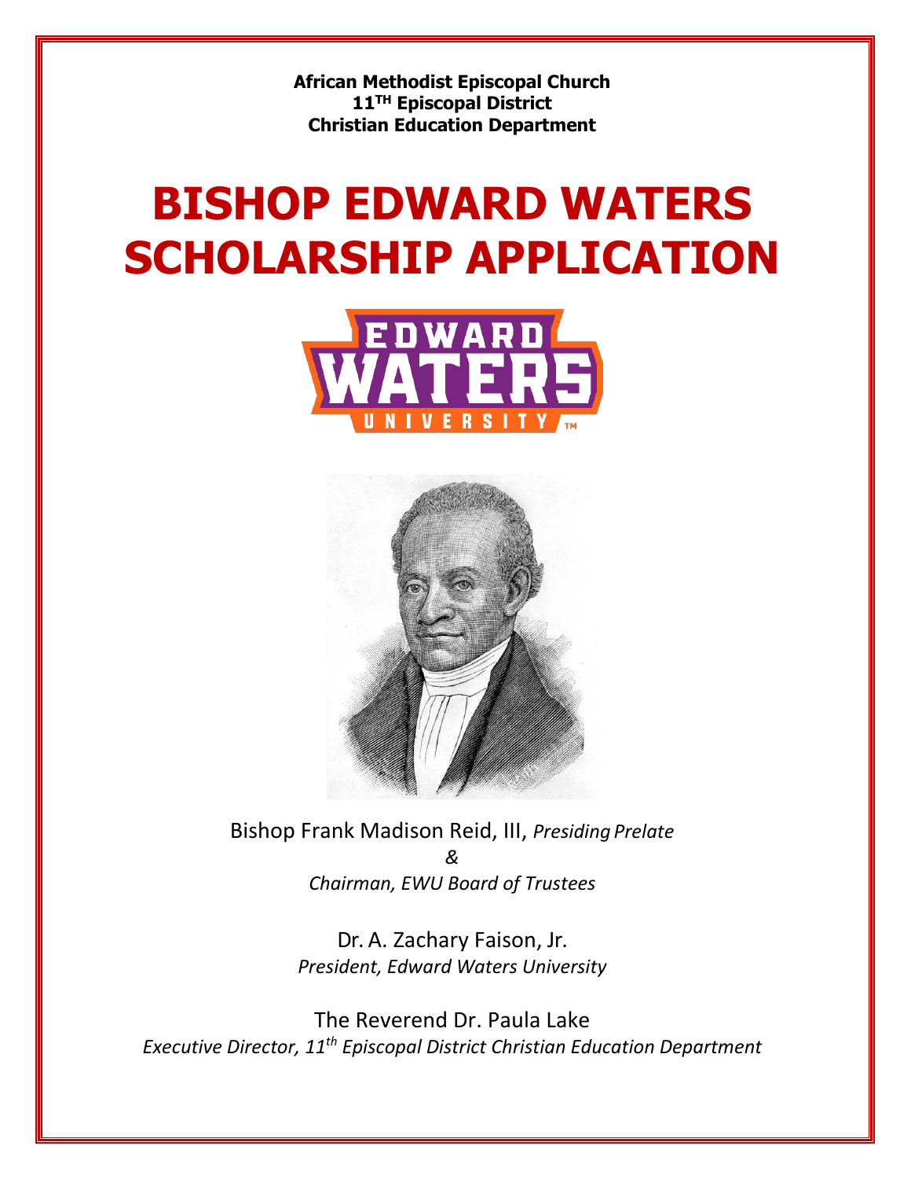**African Methodist Episcopal Church**
**11TH Episcopal District**
**Christian Education Department**

# BISHOP EDWARD WATERS SCHOLARSHIP APPLICATION

Bishop Frank Madison Reid, III, *Presiding Prelate*
*&*
*Chairman, EWU Board of Trustees*

Dr. A. Zachary Faison, Jr.
*President, Edward Waters University*

The Reverend Dr. Paula Lake
*Executive Director, 11th Episcopal District Christian Education Department*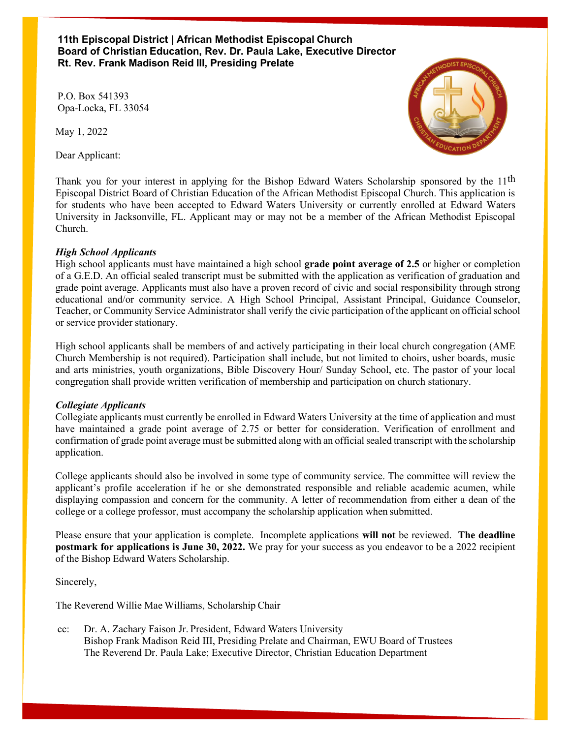**11th Episcopal District | African Methodist Episcopal Church**
**Board of Christian Education, Rev. Dr. Paula Lake, Executive Director**
**Rt. Rev. Frank Madison Reid III, Presiding Prelate**

P.O. Box 541393
Opa-Locka, FL 33054

May 1, 2022

Dear Applicant:

Thank you for your interest in applying for the Bishop Edward Waters Scholarship sponsored by the 11th Episcopal District Board of Christian Education of the African Methodist Episcopal Church. This application is for students who have been accepted to Edward Waters University or currently enrolled at Edward Waters University in Jacksonville, FL. Applicant may or may not be a member of the African Methodist Episcopal Church.

***High School Applicants***
High school applicants must have maintained a high school **grade point average of 2.5** or higher or completion of a G.E.D. An official sealed transcript must be submitted with the application as verification of graduation and grade point average. Applicants must also have a proven record of civic and social responsibility through strong educational and/or community service. A High School Principal, Assistant Principal, Guidance Counselor, Teacher, or Community Service Administrator shall verify the civic participation of the applicant on official school or service provider stationary.

High school applicants shall be members of and actively participating in their local church congregation (AME Church Membership is not required). Participation shall include, but not limited to choirs, usher boards, music and arts ministries, youth organizations, Bible Discovery Hour/ Sunday School, etc. The pastor of your local congregation shall provide written verification of membership and participation on church stationary.

***Collegiate Applicants***
Collegiate applicants must currently be enrolled in Edward Waters University at the time of application and must have maintained a grade point average of 2.75 or better for consideration. Verification of enrollment and confirmation of grade point average must be submitted along with an official sealed transcript with the scholarship application.

College applicants should also be involved in some type of community service. The committee will review the applicant's profile acceleration if he or she demonstrated responsible and reliable academic acumen, while displaying compassion and concern for the community. A letter of recommendation from either a dean of the college or a college professor, must accompany the scholarship application when submitted.

Please ensure that your application is complete. Incomplete applications **will not** be reviewed. **The deadline postmark for applications is June 30, 2022.** We pray for your success as you endeavor to be a 2022 recipient of the Bishop Edward Waters Scholarship.

Sincerely,

The Reverend Willie Mae Williams, Scholarship Chair

cc: Dr. A. Zachary Faison Jr. President, Edward Waters University
Bishop Frank Madison Reid III, Presiding Prelate and Chairman, EWU Board of Trustees
The Reverend Dr. Paula Lake; Executive Director, Christian Education Department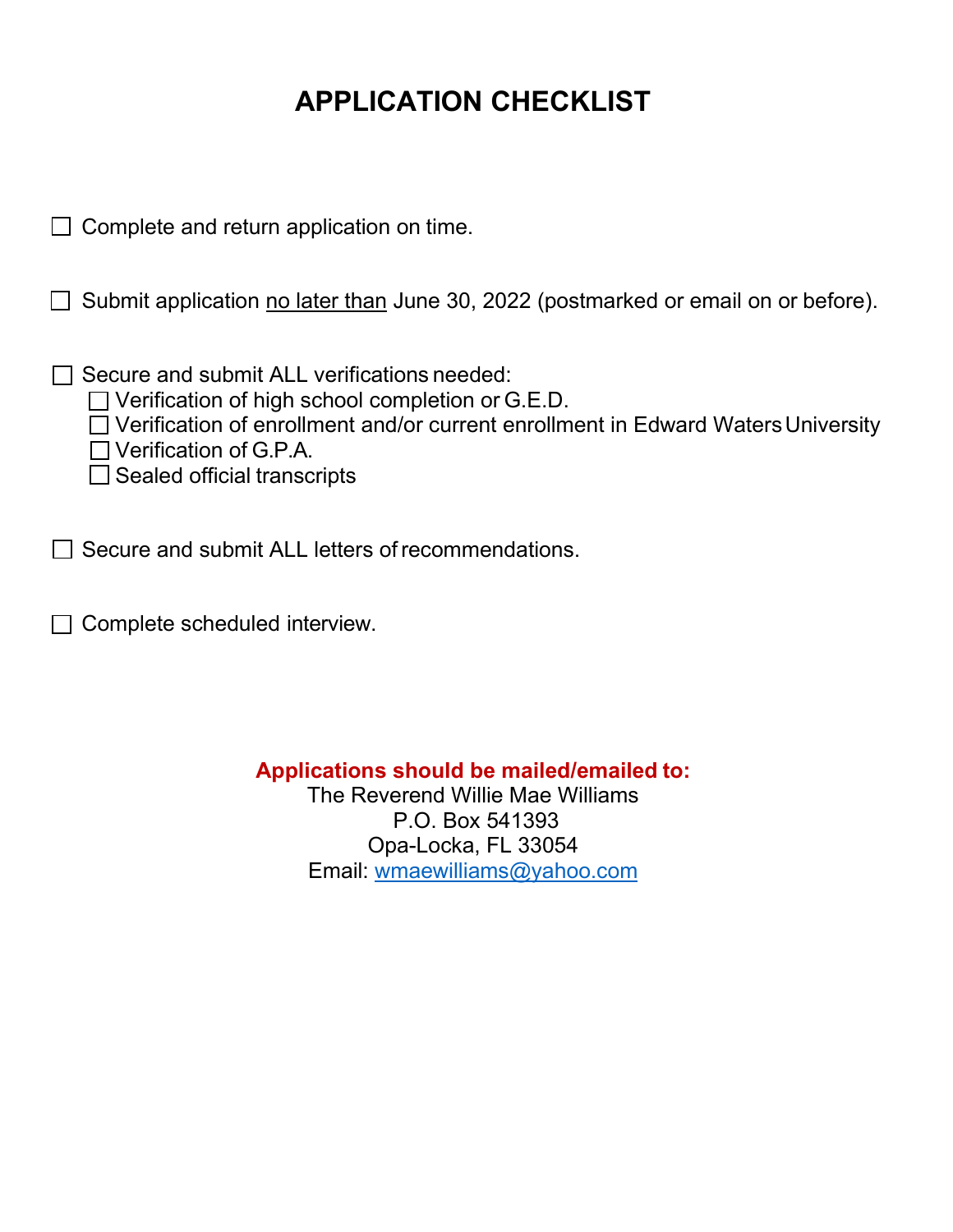# APPLICATION CHECKLIST

- ☐ Complete and return application on time.

- ☐ Submit application <u>no later than</u> June 30, 2022 (postmarked or email on or before).

- ☐ Secure and submit ALL verifications needed:
  - ☐ Verification of high school completion or G.E.D.
  - ☐ Verification of enrollment and/or current enrollment in Edward Waters University
  - ☐ Verification of G.P.A.
  - ☐ Sealed official transcripts

- ☐ Secure and submit ALL letters of recommendations.

- ☐ Complete scheduled interview.

**Applications should be mailed/emailed to:**

The Reverend Willie Mae Williams
P.O. Box 541393
Opa-Locka, FL 33054
Email: wmaewilliams@yahoo.com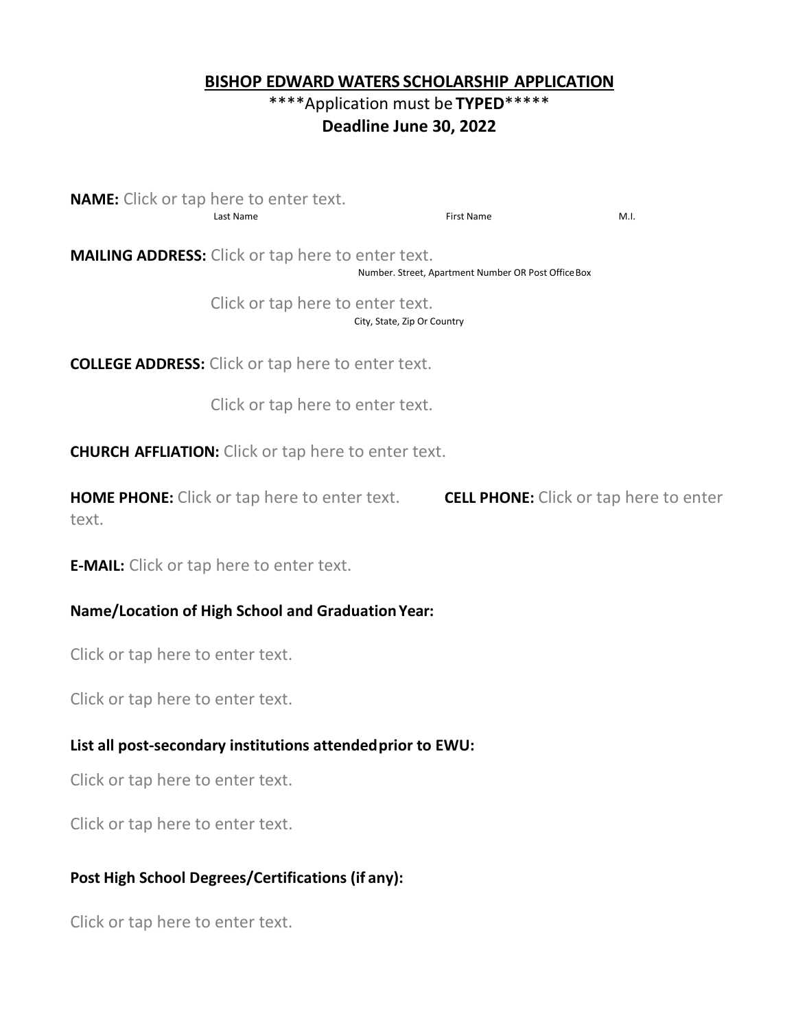# BISHOP EDWARD WATERS SCHOLARSHIP APPLICATION

****Application must be **TYPED*******

**Deadline June 30, 2022**

**NAME:** Click or tap here to enter text.

Last Name First Name M.I.

**MAILING ADDRESS:** Click or tap here to enter text.

Number. Street, Apartment Number OR Post Office Box

Click or tap here to enter text.

City, State, Zip Or Country

**COLLEGE ADDRESS:** Click or tap here to enter text.

Click or tap here to enter text.

**CHURCH AFFLIATION:** Click or tap here to enter text.

**HOME PHONE:** Click or tap here to enter text. **CELL PHONE:** Click or tap here to enter text.

**E-MAIL:** Click or tap here to enter text.

**Name/Location of High School and Graduation Year:**

Click or tap here to enter text.

Click or tap here to enter text.

**List all post-secondary institutions attended prior to EWU:**

Click or tap here to enter text.

Click or tap here to enter text.

**Post High School Degrees/Certifications (if any):**

Click or tap here to enter text.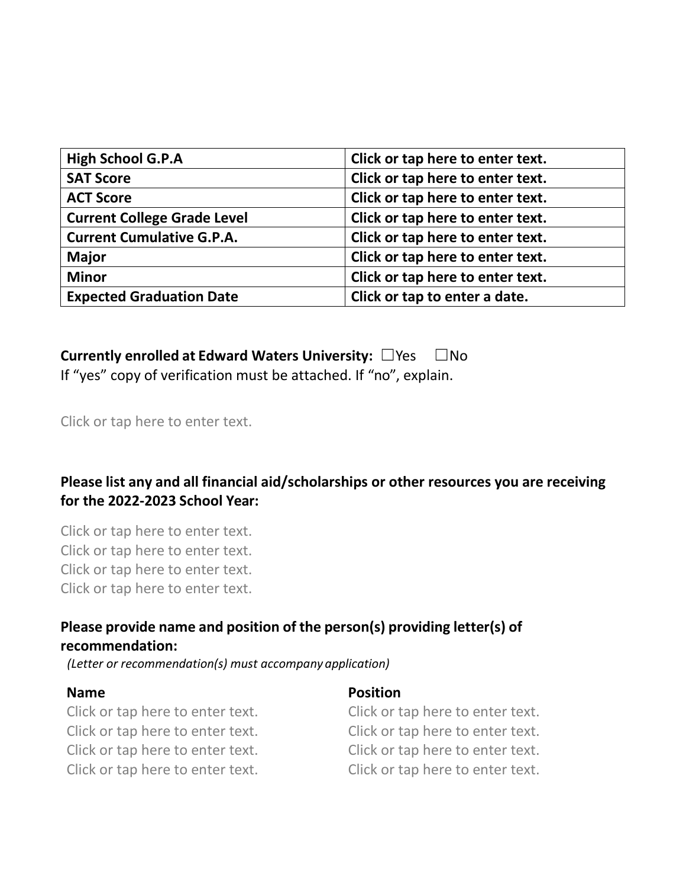| High School G.P.A | Click or tap here to enter text. |
|---|---|
| SAT Score | Click or tap here to enter text. |
| ACT Score | Click or tap here to enter text. |
| Current College Grade Level | Click or tap here to enter text. |
| Current Cumulative G.P.A. | Click or tap here to enter text. |
| Major | Click or tap here to enter text. |
| Minor | Click or tap here to enter text. |
| Expected Graduation Date | Click or tap to enter a date. |

**Currently enrolled at Edward Waters University:** ☐Yes ☐No
If "yes" copy of verification must be attached. If "no", explain.

Click or tap here to enter text.

**Please list any and all financial aid/scholarships or other resources you are receiving for the 2022-2023 School Year:**

Click or tap here to enter text.
Click or tap here to enter text.
Click or tap here to enter text.
Click or tap here to enter text.

**Please provide name and position of the person(s) providing letter(s) of recommendation:**
*(Letter or recommendation(s) must accompany application)*

| Name | Position |
|---|---|
| Click or tap here to enter text. | Click or tap here to enter text. |
| Click or tap here to enter text. | Click or tap here to enter text. |
| Click or tap here to enter text. | Click or tap here to enter text. |
| Click or tap here to enter text. | Click or tap here to enter text. |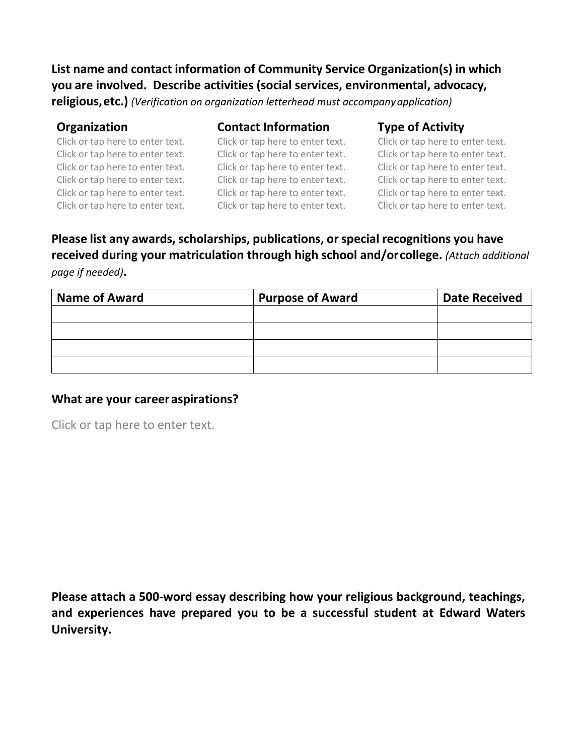**List name and contact information of Community Service Organization(s) in which you are involved. Describe activities (social services, environmental, advocacy, religious, etc.)** *(Verification on organization letterhead must accompany application)*

| Organization | Contact Information | Type of Activity |
|---|---|---|
| Click or tap here to enter text. | Click or tap here to enter text. | Click or tap here to enter text. |
| Click or tap here to enter text. | Click or tap here to enter text. | Click or tap here to enter text. |
| Click or tap here to enter text. | Click or tap here to enter text. | Click or tap here to enter text. |
| Click or tap here to enter text. | Click or tap here to enter text. | Click or tap here to enter text. |
| Click or tap here to enter text. | Click or tap here to enter text. | Click or tap here to enter text. |
| Click or tap here to enter text. | Click or tap here to enter text. | Click or tap here to enter text. |

**Please list any awards, scholarships, publications, or special recognitions you have received during your matriculation through high school and/or college.** *(Attach additional page if needed)***.**

| Name of Award | Purpose of Award | Date Received |
|---|---|---|
| | | |
| | | |
| | | |
| | | |

**What are your career aspirations?**

Click or tap here to enter text.

**Please attach a 500-word essay describing how your religious background, teachings, and experiences have prepared you to be a successful student at Edward Waters University.**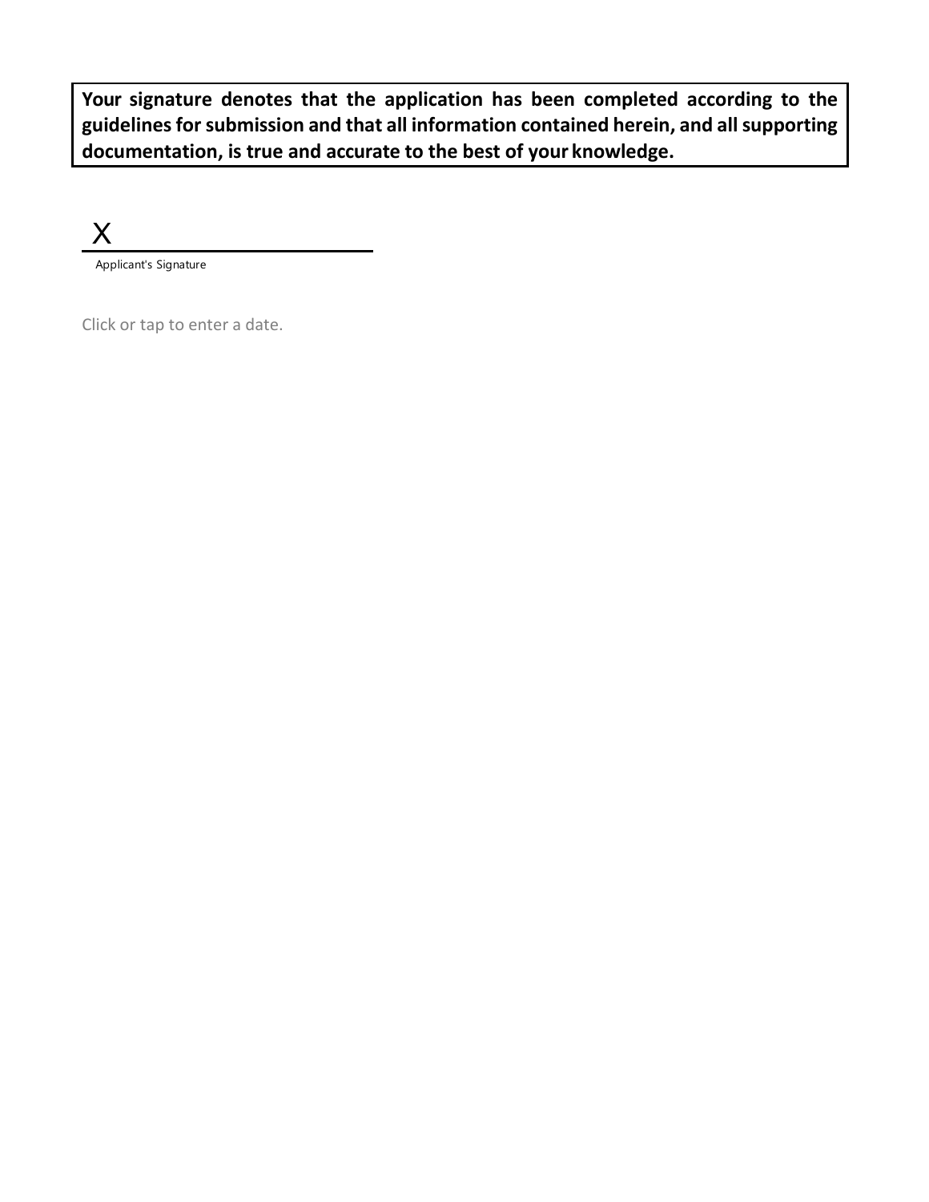**Your signature denotes that the application has been completed according to the guidelines for submission and that all information contained herein, and all supporting documentation, is true and accurate to the best of your knowledge.**

X \_\_\_\_\_\_\_\_\_\_\_\_\_\_\_\_\_\_\_\_\_\_\_\_\_\_\_\_

Applicant's Signature

Click or tap to enter a date.